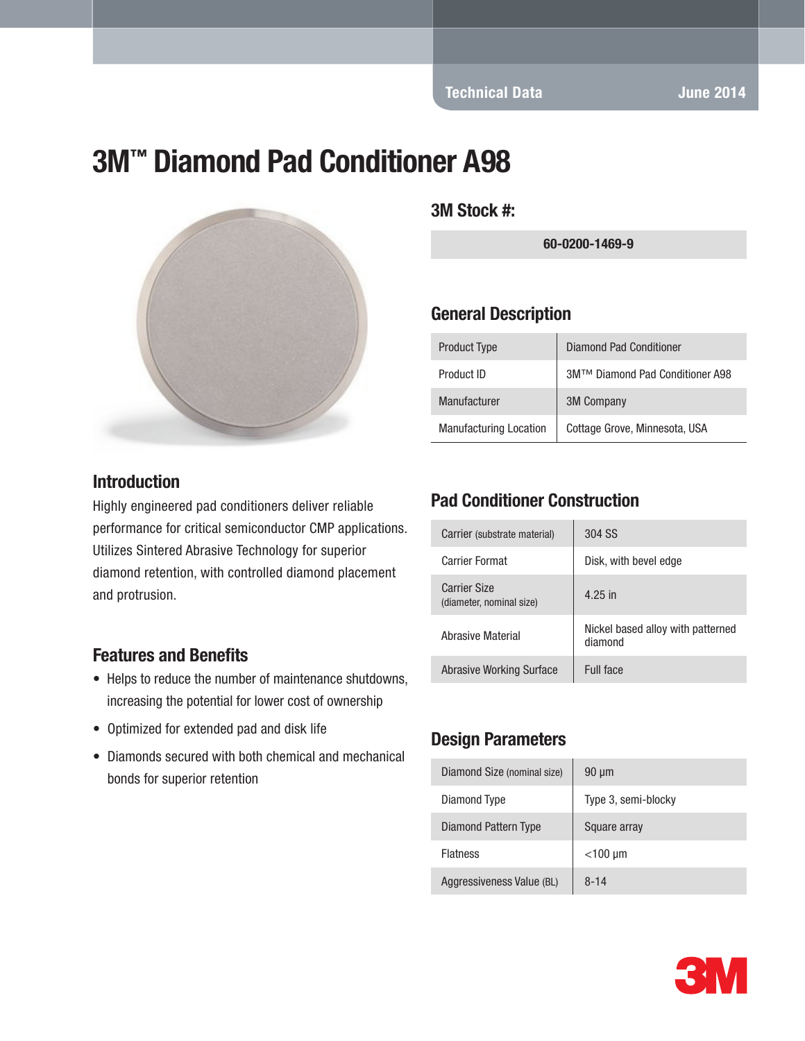Technical Data June 2014

# 3M™ Diamond Pad Conditioner A98

## 3M Stock #:

| 60-0200-1469-9 |
|---|

## General Description

| Product Type | Diamond Pad Conditioner |
|---|---|
| Product ID | 3M™ Diamond Pad Conditioner A98 |
| Manufacturer | 3M Company |
| Manufacturing Location | Cottage Grove, Minnesota, USA |

## Introduction

Highly engineered pad conditioners deliver reliable performance for critical semiconductor CMP applications. Utilizes Sintered Abrasive Technology for superior diamond retention, with controlled diamond placement and protrusion.

## Features and Benefits

- Helps to reduce the number of maintenance shutdowns, increasing the potential for lower cost of ownership
- Optimized for extended pad and disk life
- Diamonds secured with both chemical and mechanical bonds for superior retention

## Pad Conditioner Construction

| Carrier (substrate material) | 304 SS |
|---|---|
| Carrier Format | Disk, with bevel edge |
| Carrier Size (diameter, nominal size) | 4.25 in |
| Abrasive Material | Nickel based alloy with patterned diamond |
| Abrasive Working Surface | Full face |

## Design Parameters

| Diamond Size (nominal size) | 90 µm |
|---|---|
| Diamond Type | Type 3, semi-blocky |
| Diamond Pattern Type | Square array |
| Flatness | <100 µm |
| Aggressiveness Value (BL) | 8-14 |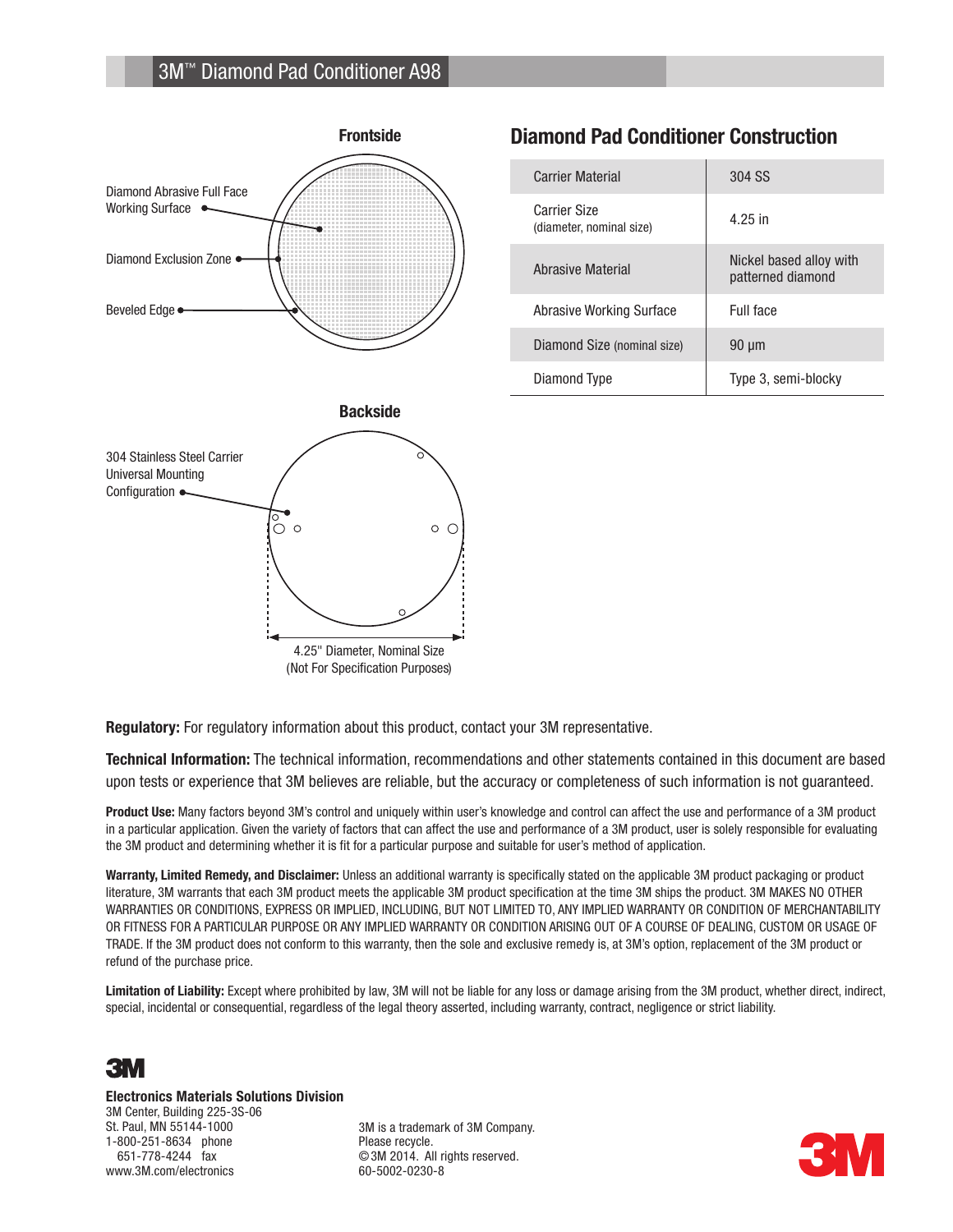# 3M™ Diamond Pad Conditioner A98

**Frontside**

Diamond Abrasive Full Face Working Surface

Diamond Exclusion Zone

Beveled Edge

**Backside**

304 Stainless Steel Carrier Universal Mounting Configuration

4.25" Diameter, Nominal Size
(Not For Specification Purposes)

## Diamond Pad Conditioner Construction

| | |
|---|---|
| Carrier Material | 304 SS |
| Carrier Size (diameter, nominal size) | 4.25 in |
| Abrasive Material | Nickel based alloy with patterned diamond |
| Abrasive Working Surface | Full face |
| Diamond Size (nominal size) | 90 µm |
| Diamond Type | Type 3, semi-blocky |

**Regulatory:** For regulatory information about this product, contact your 3M representative.

**Technical Information:** The technical information, recommendations and other statements contained in this document are based upon tests or experience that 3M believes are reliable, but the accuracy or completeness of such information is not guaranteed.

**Product Use:** Many factors beyond 3M's control and uniquely within user's knowledge and control can affect the use and performance of a 3M product in a particular application. Given the variety of factors that can affect the use and performance of a 3M product, user is solely responsible for evaluating the 3M product and determining whether it is fit for a particular purpose and suitable for user's method of application.

**Warranty, Limited Remedy, and Disclaimer:** Unless an additional warranty is specifically stated on the applicable 3M product packaging or product literature, 3M warrants that each 3M product meets the applicable 3M product specification at the time 3M ships the product. 3M MAKES NO OTHER WARRANTIES OR CONDITIONS, EXPRESS OR IMPLIED, INCLUDING, BUT NOT LIMITED TO, ANY IMPLIED WARRANTY OR CONDITION OF MERCHANTABILITY OR FITNESS FOR A PARTICULAR PURPOSE OR ANY IMPLIED WARRANTY OR CONDITION ARISING OUT OF A COURSE OF DEALING, CUSTOM OR USAGE OF TRADE. If the 3M product does not conform to this warranty, then the sole and exclusive remedy is, at 3M's option, replacement of the 3M product or refund of the purchase price.

**Limitation of Liability:** Except where prohibited by law, 3M will not be liable for any loss or damage arising from the 3M product, whether direct, indirect, special, incidental or consequential, regardless of the legal theory asserted, including warranty, contract, negligence or strict liability.

3M

**Electronics Materials Solutions Division**
3M Center, Building 225-3S-06
St. Paul, MN 55144-1000
1-800-251-8634 phone
651-778-4244 fax
www.3M.com/electronics

3M is a trademark of 3M Company.
Please recycle.
© 3M 2014. All rights reserved.
60-5002-0230-8